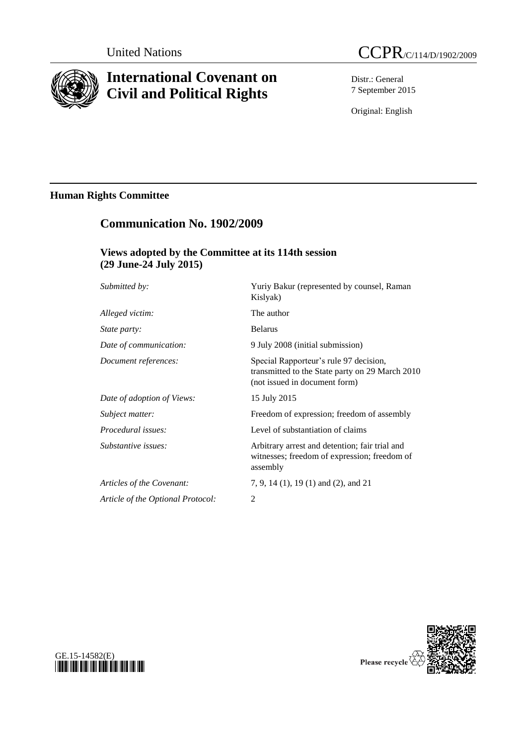United Nations

# CCPR/C/114/D/1902/2009

# International Covenant on Civil and Political Rights

Distr.: General
7 September 2015

Original: English

## Human Rights Committee

## Communication No. 1902/2009

### Views adopted by the Committee at its 114th session (29 June-24 July 2015)

| | |
|---|---|
| *Submitted by:* | Yuriy Bakur (represented by counsel, Raman Kislyak) |
| *Alleged victim:* | The author |
| *State party:* | Belarus |
| *Date of communication:* | 9 July 2008 (initial submission) |
| *Document references:* | Special Rapporteur's rule 97 decision, transmitted to the State party on 29 March 2010 (not issued in document form) |
| *Date of adoption of Views:* | 15 July 2015 |
| *Subject matter:* | Freedom of expression; freedom of assembly |
| *Procedural issues:* | Level of substantiation of claims |
| *Substantive issues:* | Arbitrary arrest and detention; fair trial and witnesses; freedom of expression; freedom of assembly |
| *Articles of the Covenant:* | 7, 9, 14 (1), 19 (1) and (2), and 21 |
| *Article of the Optional Protocol:* | 2 |

GE.15-14582(E)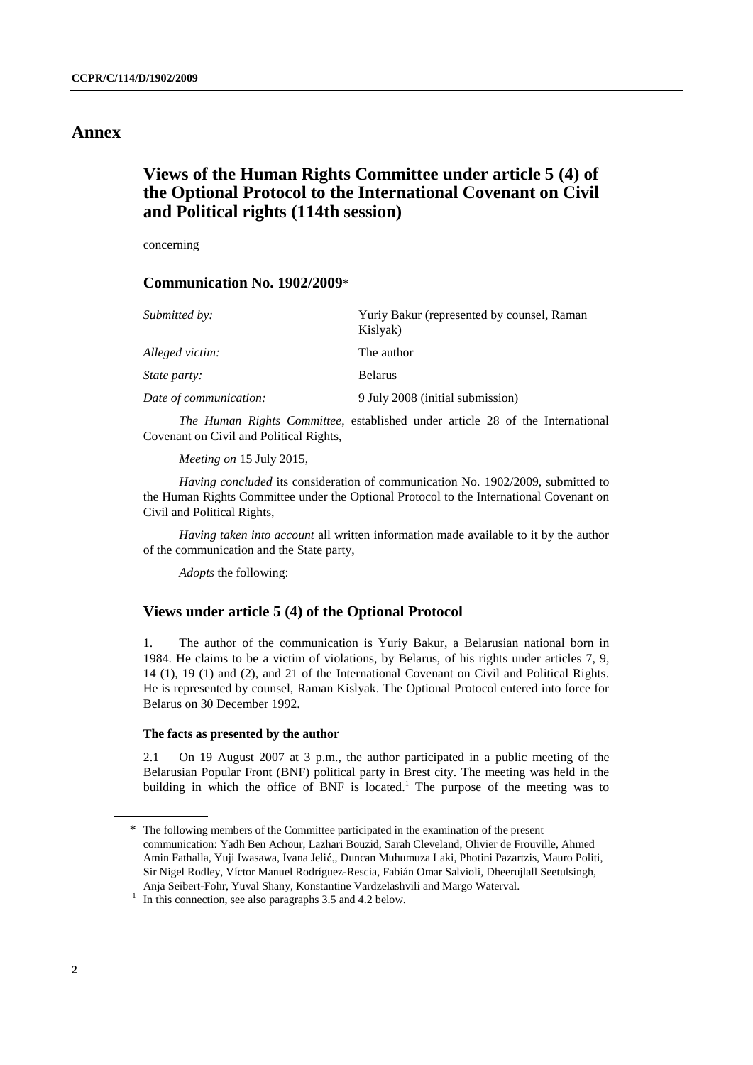# Annex

## Views of the Human Rights Committee under article 5 (4) of the Optional Protocol to the International Covenant on Civil and Political rights (114th session)

concerning

### Communication No. 1902/2009*

| | |
|---|---|
| *Submitted by:* | Yuriy Bakur (represented by counsel, Raman Kislyak) |
| *Alleged victim:* | The author |
| *State party:* | Belarus |
| *Date of communication:* | 9 July 2008 (initial submission) |

*The Human Rights Committee*, established under article 28 of the International Covenant on Civil and Political Rights,

*Meeting on* 15 July 2015,

*Having concluded* its consideration of communication No. 1902/2009, submitted to the Human Rights Committee under the Optional Protocol to the International Covenant on Civil and Political Rights,

*Having taken into account* all written information made available to it by the author of the communication and the State party,

*Adopts* the following:

### Views under article 5 (4) of the Optional Protocol

1. The author of the communication is Yuriy Bakur, a Belarusian national born in 1984. He claims to be a victim of violations, by Belarus, of his rights under articles 7, 9, 14 (1), 19 (1) and (2), and 21 of the International Covenant on Civil and Political Rights. He is represented by counsel, Raman Kislyak. The Optional Protocol entered into force for Belarus on 30 December 1992.

#### The facts as presented by the author

2.1 On 19 August 2007 at 3 p.m., the author participated in a public meeting of the Belarusian Popular Front (BNF) political party in Brest city. The meeting was held in the building in which the office of BNF is located.[1] The purpose of the meeting was to

---

\* The following members of the Committee participated in the examination of the present communication: Yadh Ben Achour, Lazhari Bouzid, Sarah Cleveland, Olivier de Frouville, Ahmed Amin Fathalla, Yuji Iwasawa, Ivana Jelić,, Duncan Muhumuza Laki, Photini Pazartzis, Mauro Politi, Sir Nigel Rodley, Víctor Manuel Rodríguez-Rescia, Fabián Omar Salvioli, Dheerujlall Seetulsingh, Anja Seibert-Fohr, Yuval Shany, Konstantine Vardzelashvili and Margo Waterval.

[1] In this connection, see also paragraphs 3.5 and 4.2 below.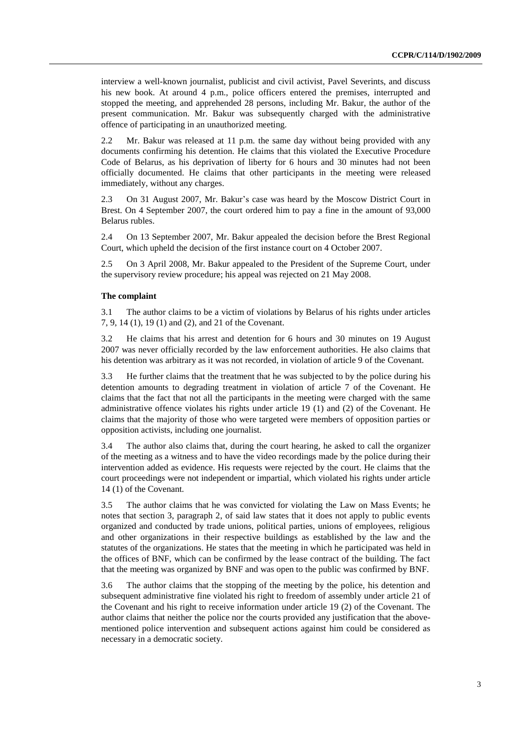interview a well-known journalist, publicist and civil activist, Pavel Severints, and discuss his new book. At around 4 p.m., police officers entered the premises, interrupted and stopped the meeting, and apprehended 28 persons, including Mr. Bakur, the author of the present communication. Mr. Bakur was subsequently charged with the administrative offence of participating in an unauthorized meeting.

2.2 Mr. Bakur was released at 11 p.m. the same day without being provided with any documents confirming his detention. He claims that this violated the Executive Procedure Code of Belarus, as his deprivation of liberty for 6 hours and 30 minutes had not been officially documented. He claims that other participants in the meeting were released immediately, without any charges.

2.3 On 31 August 2007, Mr. Bakur's case was heard by the Moscow District Court in Brest. On 4 September 2007, the court ordered him to pay a fine in the amount of 93,000 Belarus rubles.

2.4 On 13 September 2007, Mr. Bakur appealed the decision before the Brest Regional Court, which upheld the decision of the first instance court on 4 October 2007.

2.5 On 3 April 2008, Mr. Bakur appealed to the President of the Supreme Court, under the supervisory review procedure; his appeal was rejected on 21 May 2008.

### The complaint

3.1 The author claims to be a victim of violations by Belarus of his rights under articles 7, 9, 14 (1), 19 (1) and (2), and 21 of the Covenant.

3.2 He claims that his arrest and detention for 6 hours and 30 minutes on 19 August 2007 was never officially recorded by the law enforcement authorities. He also claims that his detention was arbitrary as it was not recorded, in violation of article 9 of the Covenant.

3.3 He further claims that the treatment that he was subjected to by the police during his detention amounts to degrading treatment in violation of article 7 of the Covenant. He claims that the fact that not all the participants in the meeting were charged with the same administrative offence violates his rights under article 19 (1) and (2) of the Covenant. He claims that the majority of those who were targeted were members of opposition parties or opposition activists, including one journalist.

3.4 The author also claims that, during the court hearing, he asked to call the organizer of the meeting as a witness and to have the video recordings made by the police during their intervention added as evidence. His requests were rejected by the court. He claims that the court proceedings were not independent or impartial, which violated his rights under article 14 (1) of the Covenant.

3.5 The author claims that he was convicted for violating the Law on Mass Events; he notes that section 3, paragraph 2, of said law states that it does not apply to public events organized and conducted by trade unions, political parties, unions of employees, religious and other organizations in their respective buildings as established by the law and the statutes of the organizations. He states that the meeting in which he participated was held in the offices of BNF, which can be confirmed by the lease contract of the building. The fact that the meeting was organized by BNF and was open to the public was confirmed by BNF.

3.6 The author claims that the stopping of the meeting by the police, his detention and subsequent administrative fine violated his right to freedom of assembly under article 21 of the Covenant and his right to receive information under article 19 (2) of the Covenant. The author claims that neither the police nor the courts provided any justification that the above-mentioned police intervention and subsequent actions against him could be considered as necessary in a democratic society.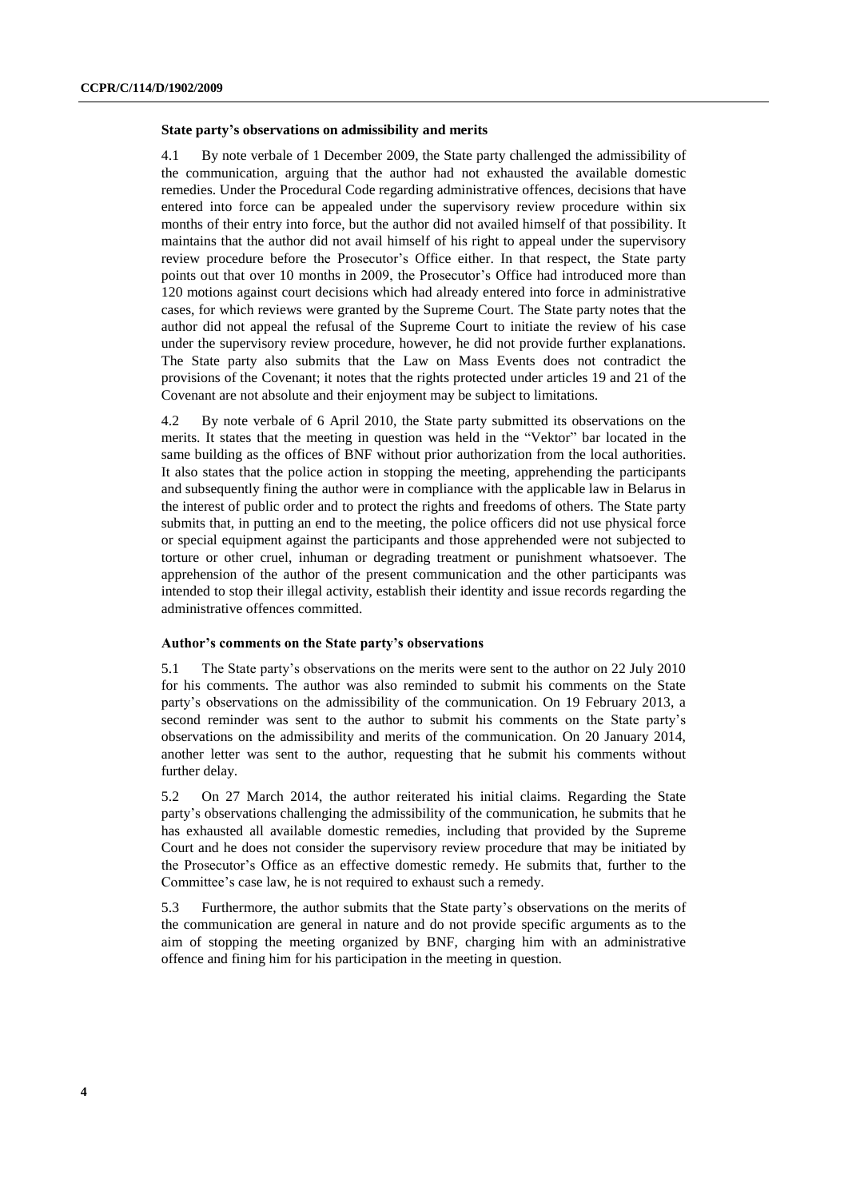### State party's observations on admissibility and merits

4.1 By note verbale of 1 December 2009, the State party challenged the admissibility of the communication, arguing that the author had not exhausted the available domestic remedies. Under the Procedural Code regarding administrative offences, decisions that have entered into force can be appealed under the supervisory review procedure within six months of their entry into force, but the author did not availed himself of that possibility. It maintains that the author did not avail himself of his right to appeal under the supervisory review procedure before the Prosecutor's Office either. In that respect, the State party points out that over 10 months in 2009, the Prosecutor's Office had introduced more than 120 motions against court decisions which had already entered into force in administrative cases, for which reviews were granted by the Supreme Court. The State party notes that the author did not appeal the refusal of the Supreme Court to initiate the review of his case under the supervisory review procedure, however, he did not provide further explanations. The State party also submits that the Law on Mass Events does not contradict the provisions of the Covenant; it notes that the rights protected under articles 19 and 21 of the Covenant are not absolute and their enjoyment may be subject to limitations.

4.2 By note verbale of 6 April 2010, the State party submitted its observations on the merits. It states that the meeting in question was held in the "Vektor" bar located in the same building as the offices of BNF without prior authorization from the local authorities. It also states that the police action in stopping the meeting, apprehending the participants and subsequently fining the author were in compliance with the applicable law in Belarus in the interest of public order and to protect the rights and freedoms of others. The State party submits that, in putting an end to the meeting, the police officers did not use physical force or special equipment against the participants and those apprehended were not subjected to torture or other cruel, inhuman or degrading treatment or punishment whatsoever. The apprehension of the author of the present communication and the other participants was intended to stop their illegal activity, establish their identity and issue records regarding the administrative offences committed.

### Author's comments on the State party's observations

5.1 The State party's observations on the merits were sent to the author on 22 July 2010 for his comments. The author was also reminded to submit his comments on the State party's observations on the admissibility of the communication. On 19 February 2013, a second reminder was sent to the author to submit his comments on the State party's observations on the admissibility and merits of the communication. On 20 January 2014, another letter was sent to the author, requesting that he submit his comments without further delay.

5.2 On 27 March 2014, the author reiterated his initial claims. Regarding the State party's observations challenging the admissibility of the communication, he submits that he has exhausted all available domestic remedies, including that provided by the Supreme Court and he does not consider the supervisory review procedure that may be initiated by the Prosecutor's Office as an effective domestic remedy. He submits that, further to the Committee's case law, he is not required to exhaust such a remedy.

5.3 Furthermore, the author submits that the State party's observations on the merits of the communication are general in nature and do not provide specific arguments as to the aim of stopping the meeting organized by BNF, charging him with an administrative offence and fining him for his participation in the meeting in question.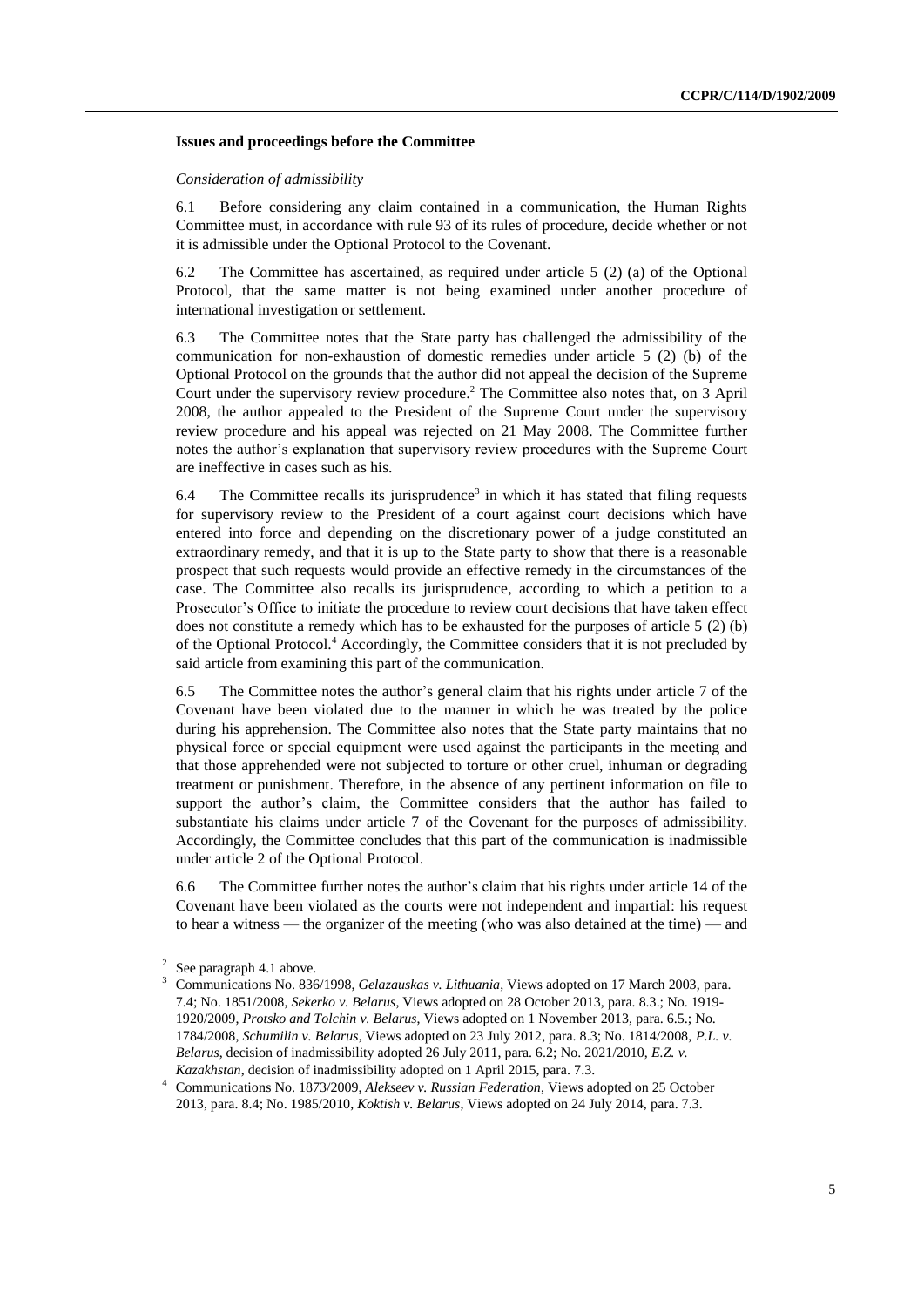### Issues and proceedings before the Committee

*Consideration of admissibility*

6.1 Before considering any claim contained in a communication, the Human Rights Committee must, in accordance with rule 93 of its rules of procedure, decide whether or not it is admissible under the Optional Protocol to the Covenant.

6.2 The Committee has ascertained, as required under article 5 (2) (a) of the Optional Protocol, that the same matter is not being examined under another procedure of international investigation or settlement.

6.3 The Committee notes that the State party has challenged the admissibility of the communication for non-exhaustion of domestic remedies under article 5 (2) (b) of the Optional Protocol on the grounds that the author did not appeal the decision of the Supreme Court under the supervisory review procedure.[2] The Committee also notes that, on 3 April 2008, the author appealed to the President of the Supreme Court under the supervisory review procedure and his appeal was rejected on 21 May 2008. The Committee further notes the author's explanation that supervisory review procedures with the Supreme Court are ineffective in cases such as his.

6.4 The Committee recalls its jurisprudence[3] in which it has stated that filing requests for supervisory review to the President of a court against court decisions which have entered into force and depending on the discretionary power of a judge constituted an extraordinary remedy, and that it is up to the State party to show that there is a reasonable prospect that such requests would provide an effective remedy in the circumstances of the case. The Committee also recalls its jurisprudence, according to which a petition to a Prosecutor's Office to initiate the procedure to review court decisions that have taken effect does not constitute a remedy which has to be exhausted for the purposes of article 5 (2) (b) of the Optional Protocol.[4] Accordingly, the Committee considers that it is not precluded by said article from examining this part of the communication.

6.5 The Committee notes the author's general claim that his rights under article 7 of the Covenant have been violated due to the manner in which he was treated by the police during his apprehension. The Committee also notes that the State party maintains that no physical force or special equipment were used against the participants in the meeting and that those apprehended were not subjected to torture or other cruel, inhuman or degrading treatment or punishment. Therefore, in the absence of any pertinent information on file to support the author's claim, the Committee considers that the author has failed to substantiate his claims under article 7 of the Covenant for the purposes of admissibility. Accordingly, the Committee concludes that this part of the communication is inadmissible under article 2 of the Optional Protocol.

6.6 The Committee further notes the author's claim that his rights under article 14 of the Covenant have been violated as the courts were not independent and impartial: his request to hear a witness — the organizer of the meeting (who was also detained at the time) — and

---

[2] See paragraph 4.1 above.

[3] Communications No. 836/1998, *Gelazauskas v. Lithuania*, Views adopted on 17 March 2003, para. 7.4; No. 1851/2008, *Sekerko v. Belarus*, Views adopted on 28 October 2013, para. 8.3.; No. 1919-1920/2009, *Protsko and Tolchin v. Belarus*, Views adopted on 1 November 2013, para. 6.5.; No. 1784/2008, *Schumilin v. Belarus*, Views adopted on 23 July 2012, para. 8.3; No. 1814/2008, *P.L. v. Belarus*, decision of inadmissibility adopted 26 July 2011, para. 6.2; No. 2021/2010, *E.Z. v. Kazakhstan*, decision of inadmissibility adopted on 1 April 2015, para. 7.3.

[4] Communications No. 1873/2009, *Alekseev v. Russian Federation*, Views adopted on 25 October 2013, para. 8.4; No. 1985/2010, *Koktish v. Belarus*, Views adopted on 24 July 2014, para. 7.3.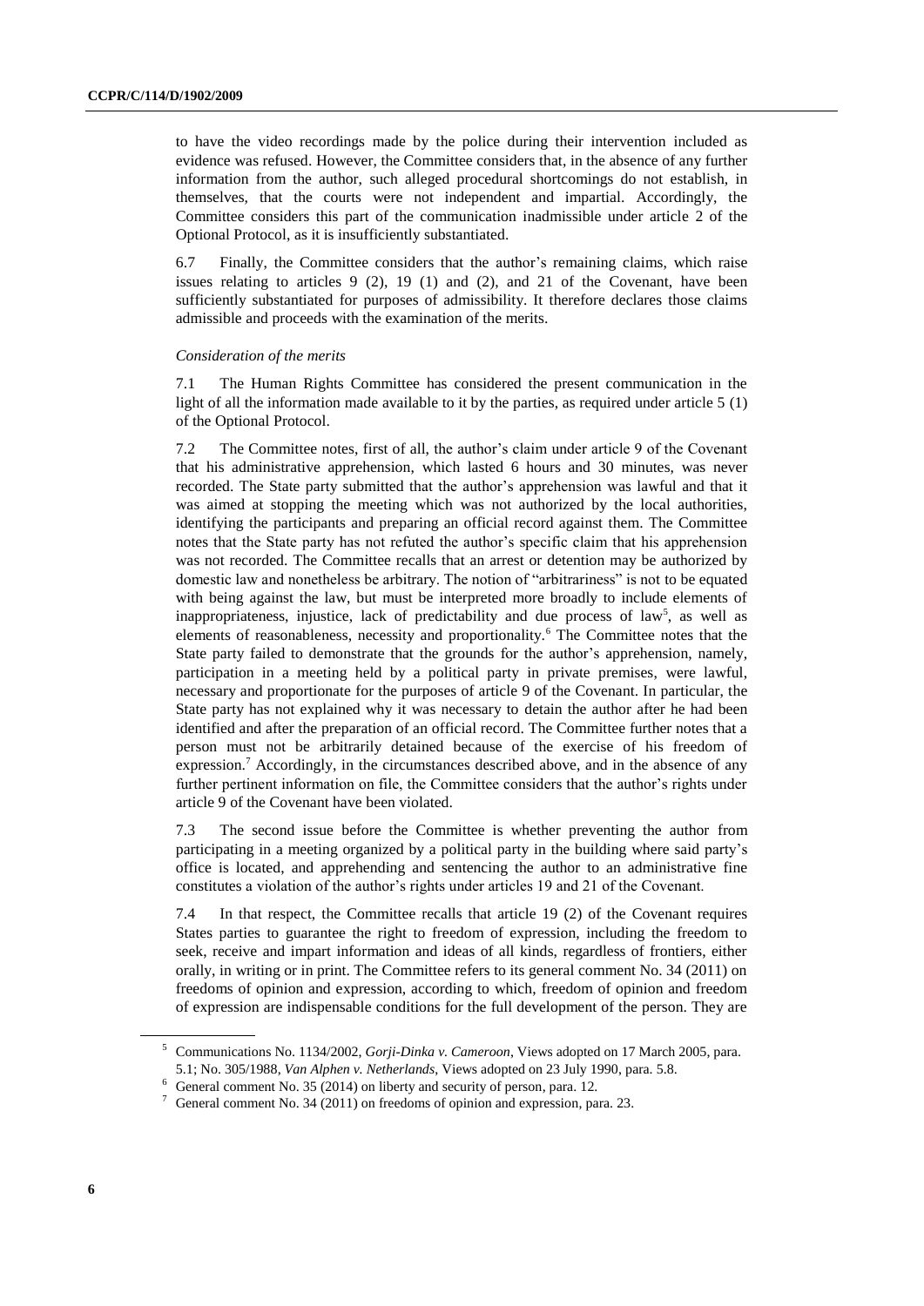to have the video recordings made by the police during their intervention included as evidence was refused. However, the Committee considers that, in the absence of any further information from the author, such alleged procedural shortcomings do not establish, in themselves, that the courts were not independent and impartial. Accordingly, the Committee considers this part of the communication inadmissible under article 2 of the Optional Protocol, as it is insufficiently substantiated.

6.7 Finally, the Committee considers that the author's remaining claims, which raise issues relating to articles 9 (2), 19 (1) and (2), and 21 of the Covenant, have been sufficiently substantiated for purposes of admissibility. It therefore declares those claims admissible and proceeds with the examination of the merits.

*Consideration of the merits*

7.1 The Human Rights Committee has considered the present communication in the light of all the information made available to it by the parties, as required under article 5 (1) of the Optional Protocol.

7.2 The Committee notes, first of all, the author's claim under article 9 of the Covenant that his administrative apprehension, which lasted 6 hours and 30 minutes, was never recorded. The State party submitted that the author's apprehension was lawful and that it was aimed at stopping the meeting which was not authorized by the local authorities, identifying the participants and preparing an official record against them. The Committee notes that the State party has not refuted the author's specific claim that his apprehension was not recorded. The Committee recalls that an arrest or detention may be authorized by domestic law and nonetheless be arbitrary. The notion of "arbitrariness" is not to be equated with being against the law, but must be interpreted more broadly to include elements of inappropriateness, injustice, lack of predictability and due process of law[5], as well as elements of reasonableness, necessity and proportionality.[6] The Committee notes that the State party failed to demonstrate that the grounds for the author's apprehension, namely, participation in a meeting held by a political party in private premises, were lawful, necessary and proportionate for the purposes of article 9 of the Covenant. In particular, the State party has not explained why it was necessary to detain the author after he had been identified and after the preparation of an official record. The Committee further notes that a person must not be arbitrarily detained because of the exercise of his freedom of expression.[7] Accordingly, in the circumstances described above, and in the absence of any further pertinent information on file, the Committee considers that the author's rights under article 9 of the Covenant have been violated.

7.3 The second issue before the Committee is whether preventing the author from participating in a meeting organized by a political party in the building where said party's office is located, and apprehending and sentencing the author to an administrative fine constitutes a violation of the author's rights under articles 19 and 21 of the Covenant.

7.4 In that respect, the Committee recalls that article 19 (2) of the Covenant requires States parties to guarantee the right to freedom of expression, including the freedom to seek, receive and impart information and ideas of all kinds, regardless of frontiers, either orally, in writing or in print. The Committee refers to its general comment No. 34 (2011) on freedoms of opinion and expression, according to which, freedom of opinion and freedom of expression are indispensable conditions for the full development of the person. They are

---

[5] Communications No. 1134/2002, *Gorji-Dinka v. Cameroon*, Views adopted on 17 March 2005, para. 5.1; No. 305/1988, *Van Alphen v. Netherlands*, Views adopted on 23 July 1990, para. 5.8.

[6] General comment No. 35 (2014) on liberty and security of person, para. 12.

[7] General comment No. 34 (2011) on freedoms of opinion and expression, para. 23.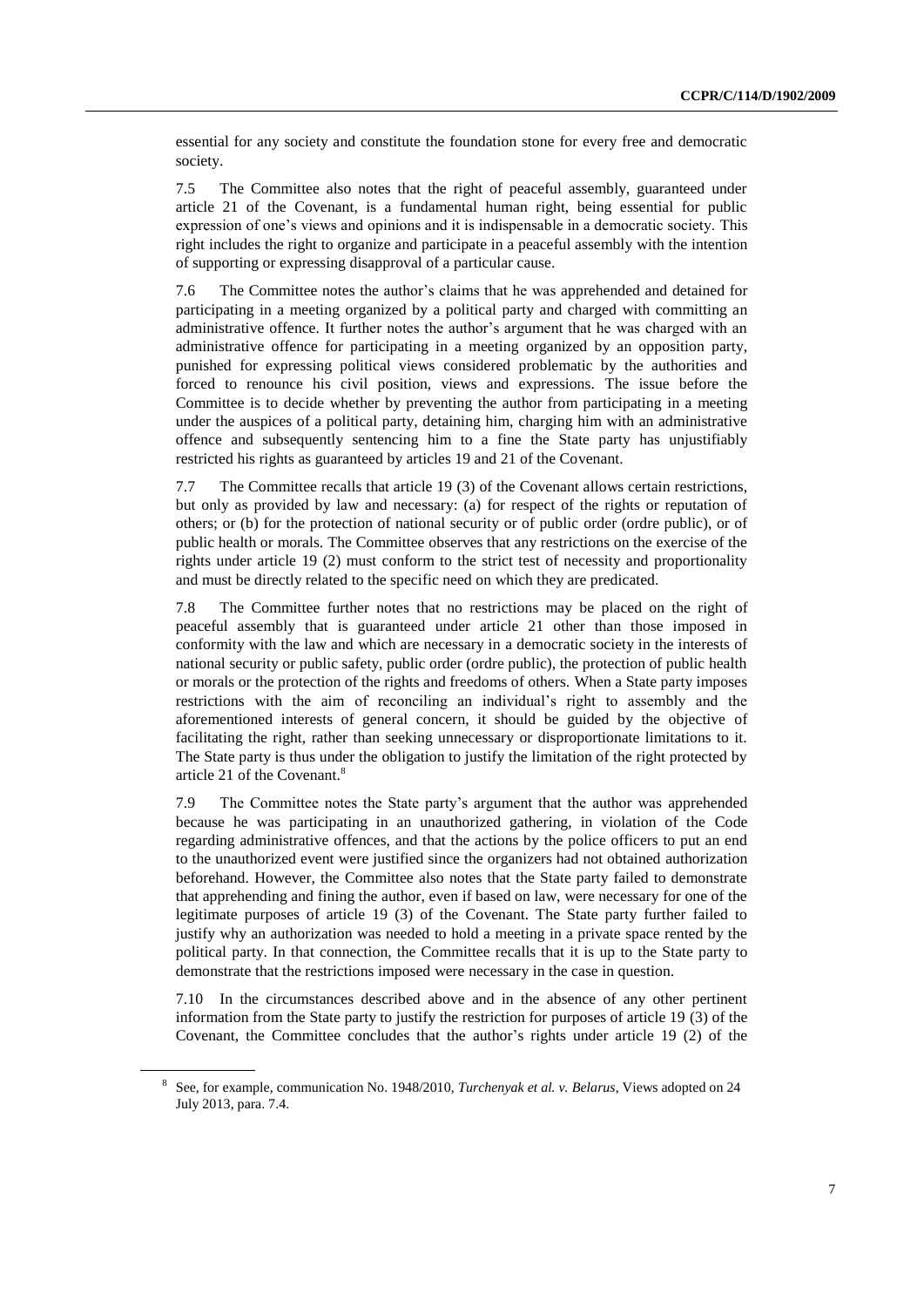essential for any society and constitute the foundation stone for every free and democratic society.

7.5 The Committee also notes that the right of peaceful assembly, guaranteed under article 21 of the Covenant, is a fundamental human right, being essential for public expression of one's views and opinions and it is indispensable in a democratic society. This right includes the right to organize and participate in a peaceful assembly with the intention of supporting or expressing disapproval of a particular cause.

7.6 The Committee notes the author's claims that he was apprehended and detained for participating in a meeting organized by a political party and charged with committing an administrative offence. It further notes the author's argument that he was charged with an administrative offence for participating in a meeting organized by an opposition party, punished for expressing political views considered problematic by the authorities and forced to renounce his civil position, views and expressions. The issue before the Committee is to decide whether by preventing the author from participating in a meeting under the auspices of a political party, detaining him, charging him with an administrative offence and subsequently sentencing him to a fine the State party has unjustifiably restricted his rights as guaranteed by articles 19 and 21 of the Covenant.

7.7 The Committee recalls that article 19 (3) of the Covenant allows certain restrictions, but only as provided by law and necessary: (a) for respect of the rights or reputation of others; or (b) for the protection of national security or of public order (ordre public), or of public health or morals. The Committee observes that any restrictions on the exercise of the rights under article 19 (2) must conform to the strict test of necessity and proportionality and must be directly related to the specific need on which they are predicated.

7.8 The Committee further notes that no restrictions may be placed on the right of peaceful assembly that is guaranteed under article 21 other than those imposed in conformity with the law and which are necessary in a democratic society in the interests of national security or public safety, public order (ordre public), the protection of public health or morals or the protection of the rights and freedoms of others. When a State party imposes restrictions with the aim of reconciling an individual's right to assembly and the aforementioned interests of general concern, it should be guided by the objective of facilitating the right, rather than seeking unnecessary or disproportionate limitations to it. The State party is thus under the obligation to justify the limitation of the right protected by article 21 of the Covenant.[8]

7.9 The Committee notes the State party's argument that the author was apprehended because he was participating in an unauthorized gathering, in violation of the Code regarding administrative offences, and that the actions by the police officers to put an end to the unauthorized event were justified since the organizers had not obtained authorization beforehand. However, the Committee also notes that the State party failed to demonstrate that apprehending and fining the author, even if based on law, were necessary for one of the legitimate purposes of article 19 (3) of the Covenant. The State party further failed to justify why an authorization was needed to hold a meeting in a private space rented by the political party. In that connection, the Committee recalls that it is up to the State party to demonstrate that the restrictions imposed were necessary in the case in question.

7.10 In the circumstances described above and in the absence of any other pertinent information from the State party to justify the restriction for purposes of article 19 (3) of the Covenant, the Committee concludes that the author's rights under article 19 (2) of the

[8] See, for example, communication No. 1948/2010, *Turchenyak et al. v. Belarus*, Views adopted on 24 July 2013, para. 7.4.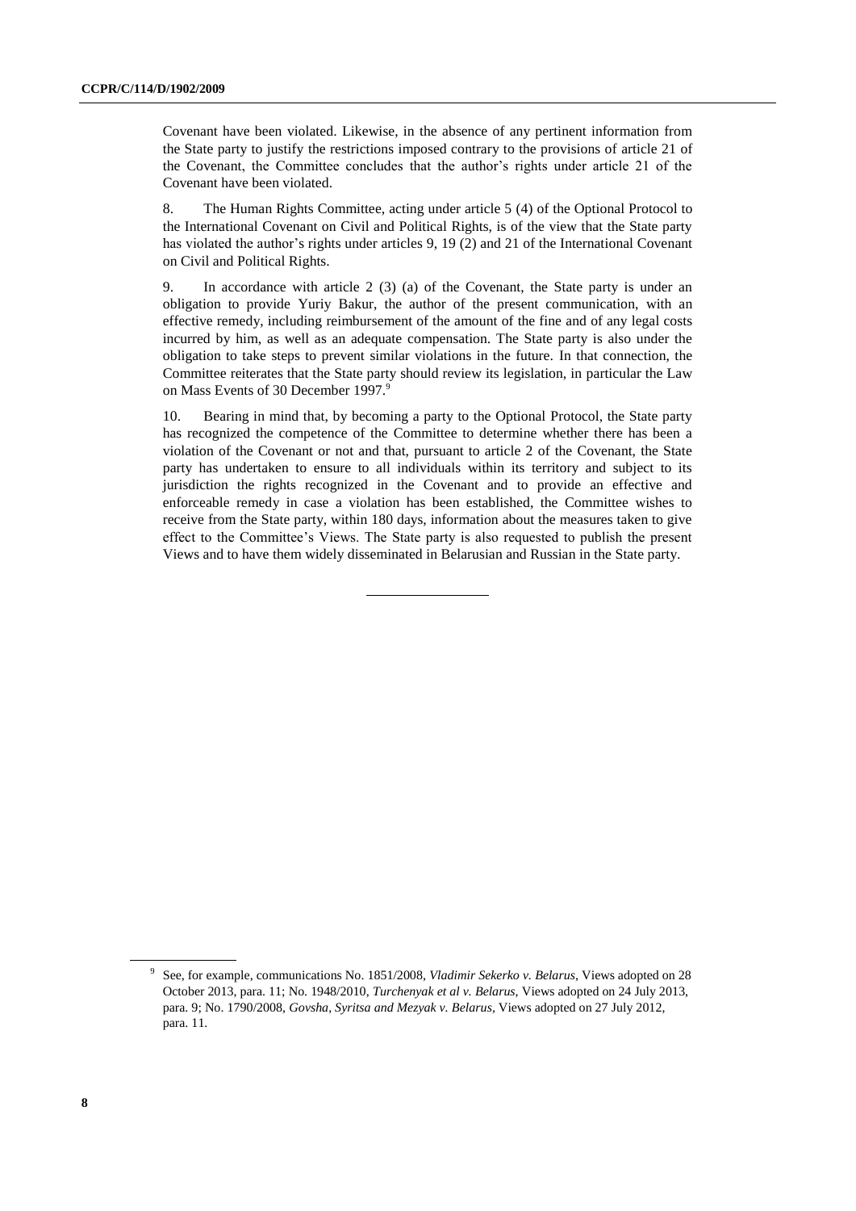Covenant have been violated. Likewise, in the absence of any pertinent information from the State party to justify the restrictions imposed contrary to the provisions of article 21 of the Covenant, the Committee concludes that the author's rights under article 21 of the Covenant have been violated.

8. The Human Rights Committee, acting under article 5 (4) of the Optional Protocol to the International Covenant on Civil and Political Rights, is of the view that the State party has violated the author's rights under articles 9, 19 (2) and 21 of the International Covenant on Civil and Political Rights.

9. In accordance with article 2 (3) (a) of the Covenant, the State party is under an obligation to provide Yuriy Bakur, the author of the present communication, with an effective remedy, including reimbursement of the amount of the fine and of any legal costs incurred by him, as well as an adequate compensation. The State party is also under the obligation to take steps to prevent similar violations in the future. In that connection, the Committee reiterates that the State party should review its legislation, in particular the Law on Mass Events of 30 December 1997.[9]

10. Bearing in mind that, by becoming a party to the Optional Protocol, the State party has recognized the competence of the Committee to determine whether there has been a violation of the Covenant or not and that, pursuant to article 2 of the Covenant, the State party has undertaken to ensure to all individuals within its territory and subject to its jurisdiction the rights recognized in the Covenant and to provide an effective and enforceable remedy in case a violation has been established, the Committee wishes to receive from the State party, within 180 days, information about the measures taken to give effect to the Committee's Views. The State party is also requested to publish the present Views and to have them widely disseminated in Belarusian and Russian in the State party.

---

[9] See, for example, communications No. 1851/2008, *Vladimir Sekerko v. Belarus*, Views adopted on 28 October 2013, para. 11; No. 1948/2010, *Turchenyak et al v. Belarus*, Views adopted on 24 July 2013, para. 9; No. 1790/2008, *Govsha, Syritsa and Mezyak v. Belarus*, Views adopted on 27 July 2012, para. 11.